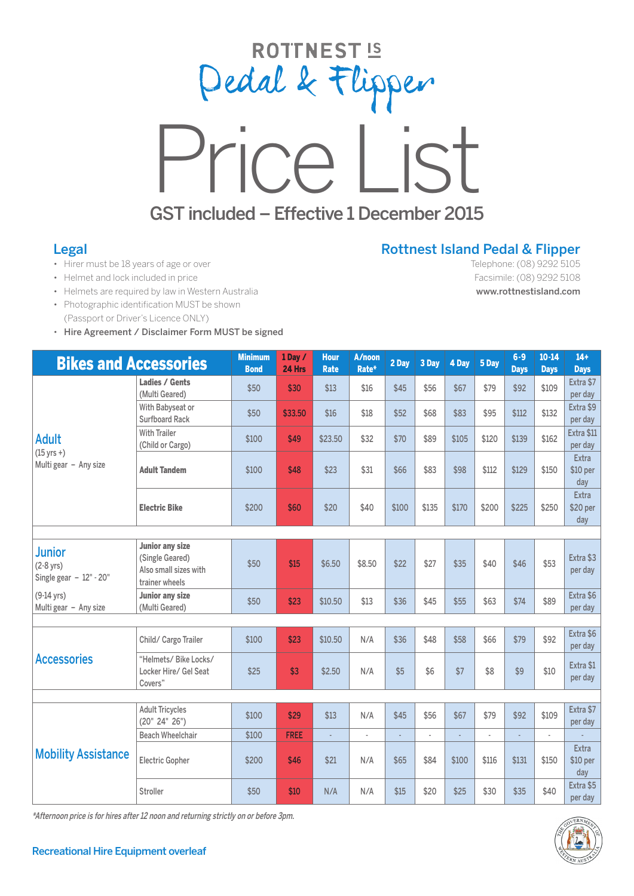# ROTTNEST IS Pedal & Flipper

# Price List

## GST included – Effective 1 December 2015

## Legal

- Hirer must be 18 years of age or over
- Helmet and lock included in price
- Helmets are required by law in Western Australia
- Photographic identification MUST be shown (Passport or Driver's Licence ONLY)
- **Hire Agreement / Disclaimer Form MUST be signed**

## Rottnest Island Pedal & Flipper

Telephone: (08) 9292 5105
Facsimile: (08) 9292 5108
**www.rottnestisland.com**

| Bikes and Accessories | | Minimum Bond | 1 Day / 24 Hrs | Hour Rate | A/noon Rate* | 2 Day | 3 Day | 4 Day | 5 Day | 6-9 Days | 10-14 Days | 14+ Days |
|---|---|---|---|---|---|---|---|---|---|---|---|---|
| **Adult** (15 yrs +) Multi gear – Any size | Ladies / Gents (Multi Geared) | $50 | $30 | $13 | $16 | $45 | $56 | $67 | $79 | $92 | $109 | Extra $7 per day |
| | With Babyseat or Surfboard Rack | $50 | $33.50 | $16 | $18 | $52 | $68 | $83 | $95 | $112 | $132 | Extra $9 per day |
| | With Trailer (Child or Cargo) | $100 | $49 | $23.50 | $32 | $70 | $89 | $105 | $120 | $139 | $162 | Extra $11 per day |
| | **Adult Tandem** | $100 | $48 | $23 | $31 | $66 | $83 | $98 | $112 | $129 | $150 | Extra $10 per day |
| | **Electric Bike** | $200 | $60 | $20 | $40 | $100 | $135 | $170 | $200 | $225 | $250 | Extra $20 per day |
| **Junior** (2-8 yrs) Single gear – 12" - 20" | **Junior any size** (Single Geared) Also small sizes with trainer wheels | $50 | $15 | $6.50 | $8.50 | $22 | $27 | $35 | $40 | $46 | $53 | Extra $3 per day |
| (9-14 yrs) Multi gear – Any size | **Junior any size** (Multi Geared) | $50 | $23 | $10.50 | $13 | $36 | $45 | $55 | $63 | $74 | $89 | Extra $6 per day |
| **Accessories** | Child/ Cargo Trailer | $100 | $23 | $10.50 | N/A | $36 | $48 | $58 | $66 | $79 | $92 | Extra $6 per day |
| | "Helmets/ Bike Locks/ Locker Hire/ Gel Seat Covers" | $25 | $3 | $2.50 | N/A | $5 | $6 | $7 | $8 | $9 | $10 | Extra $1 per day |
| **Mobility Assistance** | Adult Tricycles (20" 24" 26") | $100 | $29 | $13 | N/A | $45 | $56 | $67 | $79 | $92 | $109 | Extra $7 per day |
| | Beach Wheelchair | $100 | FREE | - | - | - | - | - | - | - | - | - |
| | Electric Gopher | $200 | $46 | $21 | N/A | $65 | $84 | $100 | $116 | $131 | $150 | Extra $10 per day |
| | Stroller | $50 | $10 | N/A | N/A | $15 | $20 | $25 | $30 | $35 | $40 | Extra $5 per day |

*\*Afternoon price is for hires after 12 noon and returning strictly on or before 3pm.*

Recreational Hire Equipment overleaf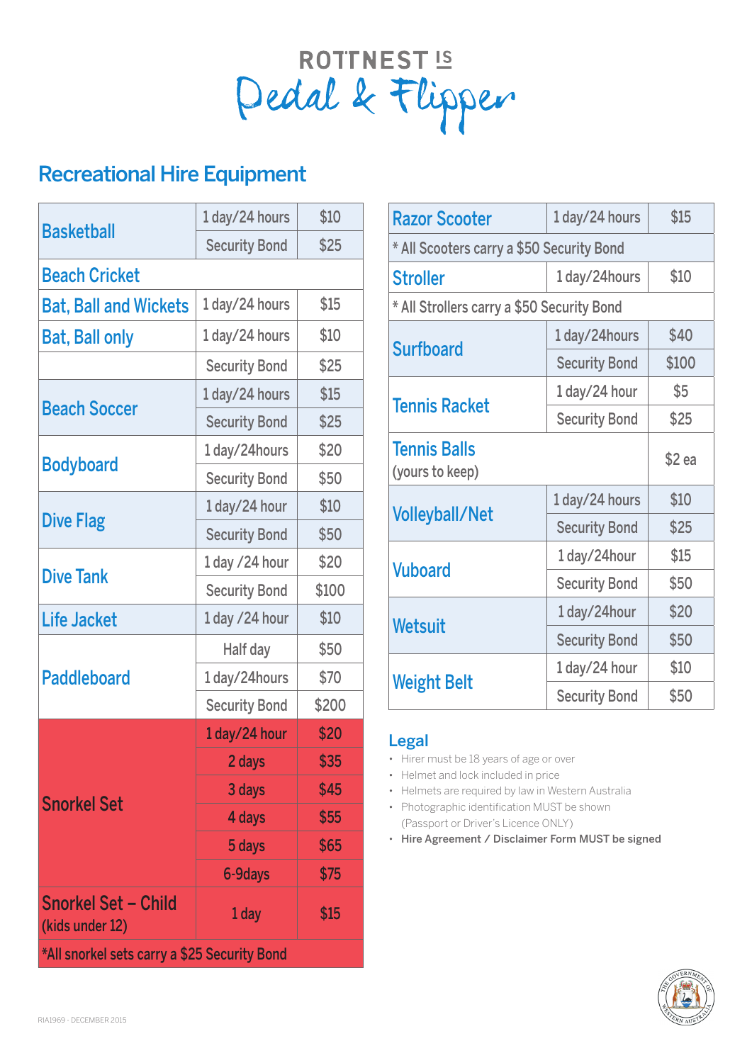# ROTTNEST IS Pedal & Flipper

## Recreational Hire Equipment

| | | |
|---|---|---|
| Basketball | 1 day/24 hours | $10 |
| | Security Bond | $25 |
| Beach Cricket | | |
| Bat, Ball and Wickets | 1 day/24 hours | $15 |
| Bat, Ball only | 1 day/24 hours | $10 |
| | Security Bond | $25 |
| Beach Soccer | 1 day/24 hours | $15 |
| | Security Bond | $25 |
| Bodyboard | 1 day/24hours | $20 |
| | Security Bond | $50 |
| Dive Flag | 1 day/24 hour | $10 |
| | Security Bond | $50 |
| Dive Tank | 1 day /24 hour | $20 |
| | Security Bond | $100 |
| Life Jacket | 1 day /24 hour | $10 |
| Paddleboard | Half day | $50 |
| | 1 day/24hours | $70 |
| | Security Bond | $200 |
| Snorkel Set | 1 day/24 hour | $20 |
| | 2 days | $35 |
| | 3 days | $45 |
| | 4 days | $55 |
| | 5 days | $65 |
| | 6-9days | $75 |
| Snorkel Set – Child (kids under 12) | 1 day | $15 |
| *All snorkel sets carry a $25 Security Bond | | |

| | | |
|---|---|---|
| Razor Scooter | 1 day/24 hours | $15 |
| * All Scooters carry a $50 Security Bond | | |
| Stroller | 1 day/24hours | $10 |
| * All Strollers carry a $50 Security Bond | | |
| Surfboard | 1 day/24hours | $40 |
| | Security Bond | $100 |
| Tennis Racket | 1 day/24 hour | $5 |
| | Security Bond | $25 |
| Tennis Balls (yours to keep) | | $2 ea |
| Volleyball/Net | 1 day/24 hours | $10 |
| | Security Bond | $25 |
| Vuboard | 1 day/24hour | $15 |
| | Security Bond | $50 |
| Wetsuit | 1 day/24hour | $20 |
| | Security Bond | $50 |
| Weight Belt | 1 day/24 hour | $10 |
| | Security Bond | $50 |

## Legal

- Hirer must be 18 years of age or over
- Helmet and lock included in price
- Helmets are required by law in Western Australia
- Photographic identification MUST be shown (Passport or Driver's Licence ONLY)
- **Hire Agreement / Disclaimer Form MUST be signed**

RIA1969 - DECEMBER 2015